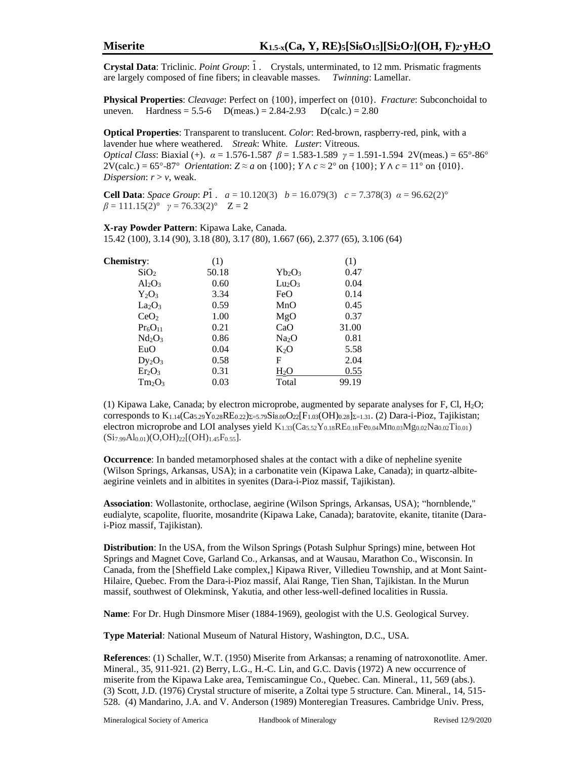# Miserite $K_{1.5-x}(Ca, Y, RE)_5[Si_6O_{15}][Si_2O_7](OH, F)_2 \cdot yH_2O$

**Crystal Data**: Triclinic. *Point Group*: $\bar{1}$. Crystals, unterminated, to 12 mm. Prismatic fragments are largely composed of fine fibers; in cleavable masses. *Twinning*: Lamellar.

**Physical Properties**: *Cleavage*: Perfect on {100}, imperfect on {010}. *Fracture*: Subconchoidal to uneven. Hardness = 5.5-6 D(meas.) = 2.84-2.93 D(calc.) = 2.80

**Optical Properties**: Transparent to translucent. *Color*: Red-brown, raspberry-red, pink, with a lavender hue where weathered. *Streak*: White. *Luster*: Vitreous.
*Optical Class*: Biaxial (+). $\alpha$ = 1.576-1.587 $\beta$ = 1.583-1.589 $\gamma$ = 1.591-1.594 2V(meas.) = 65°-86° 2V(calc.) = 65°-87° *Orientation*: $Z \approx a$ on {100}; $Y \wedge c \approx 2°$ on {100}; $Y \wedge c = 11°$ on {010}.
*Dispersion*: $r > v$, weak.

**Cell Data**: *Space Group*: $P\bar{1}$. $a$ = 10.120(3) $b$ = 16.079(3) $c$ = 7.378(3) $\alpha$ = 96.62(2)° $\beta$ = 111.15(2)° $\gamma$ = 76.33(2)° Z = 2

**X-ray Powder Pattern**: Kipawa Lake, Canada.
15.42 (100), 3.14 (90), 3.18 (80), 3.17 (80), 1.667 (66), 2.377 (65), 3.106 (64)

**Chemistry**:

| | (1) | | (1) |
|---|---|---|---|
| $SiO_2$ | 50.18 | $Yb_2O_3$ | 0.47 |
| $Al_2O_3$ | 0.60 | $Lu_2O_3$ | 0.04 |
| $Y_2O_3$ | 3.34 | FeO | 0.14 |
| $La_2O_3$ | 0.59 | MnO | 0.45 |
| $CeO_2$ | 1.00 | MgO | 0.37 |
| $Pr_6O_{11}$ | 0.21 | CaO | 31.00 |
| $Nd_2O_3$ | 0.86 | $Na_2O$ | 0.81 |
| EuO | 0.04 | $K_2O$ | 5.58 |
| $Dy_2O_3$ | 0.58 | F | 2.04 |
| $Er_2O_3$ | 0.31 | $H_2O$ | 0.55 |
| $Tm_2O_3$ | 0.03 | Total | 99.19 |

(1) Kipawa Lake, Canada; by electron microprobe, augmented by separate analyses for F, Cl, $H_2O$; corresponds to $K_{1.14}(Ca_{5.29}Y_{0.28}RE_{0.22})_{\Sigma=5.79}Si_{8.00}O_{22}[F_{1.03}(OH)_{0.28}]_{\Sigma=1.31}$. (2) Dara-i-Pioz, Tajikistan; electron microprobe and LOI analyses yield $K_{1.33}(Ca_{5.52}Y_{0.18}RE_{0.18}Fe_{0.04}Mn_{0.03}Mg_{0.02}Na_{0.02}Ti_{0.01})(Si_{7.99}Al_{0.01})(O,OH)_{22}[(OH)_{1.45}F_{0.55}]$.

**Occurrence**: In banded metamorphosed shales at the contact with a dike of nepheline syenite (Wilson Springs, Arkansas, USA); in a carbonatite vein (Kipawa Lake, Canada); in quartz-albite-aegirine veinlets and in albitites in syenites (Dara-i-Pioz massif, Tajikistan).

**Association**: Wollastonite, orthoclase, aegirine (Wilson Springs, Arkansas, USA); "hornblende," eudialyte, scapolite, fluorite, mosandrite (Kipawa Lake, Canada); baratovite, ekanite, titanite (Dara-i-Pioz massif, Tajikistan).

**Distribution**: In the USA, from the Wilson Springs (Potash Sulphur Springs) mine, between Hot Springs and Magnet Cove, Garland Co., Arkansas, and at Wausau, Marathon Co., Wisconsin. In Canada, from the [Sheffield Lake complex,] Kipawa River, Villedieu Township, and at Mont Saint-Hilaire, Quebec. From the Dara-i-Pioz massif, Alai Range, Tien Shan, Tajikistan. In the Murun massif, southwest of Olekminsk, Yakutia, and other less-well-defined localities in Russia.

**Name**: For Dr. Hugh Dinsmore Miser (1884-1969), geologist with the U.S. Geological Survey.

**Type Material**: National Museum of Natural History, Washington, D.C., USA.

**References**: (1) Schaller, W.T. (1950) Miserite from Arkansas; a renaming of natroxonotlite. Amer. Mineral., 35, 911-921. (2) Berry, L.G., H.-C. Lin, and G.C. Davis (1972) A new occurrence of miserite from the Kipawa Lake area, Temiscamingue Co., Quebec. Can. Mineral., 11, 569 (abs.). (3) Scott, J.D. (1976) Crystal structure of miserite, a Zoltai type 5 structure. Can. Mineral., 14, 515-528. (4) Mandarino, J.A. and V. Anderson (1989) Monteregian Treasures. Cambridge Univ. Press,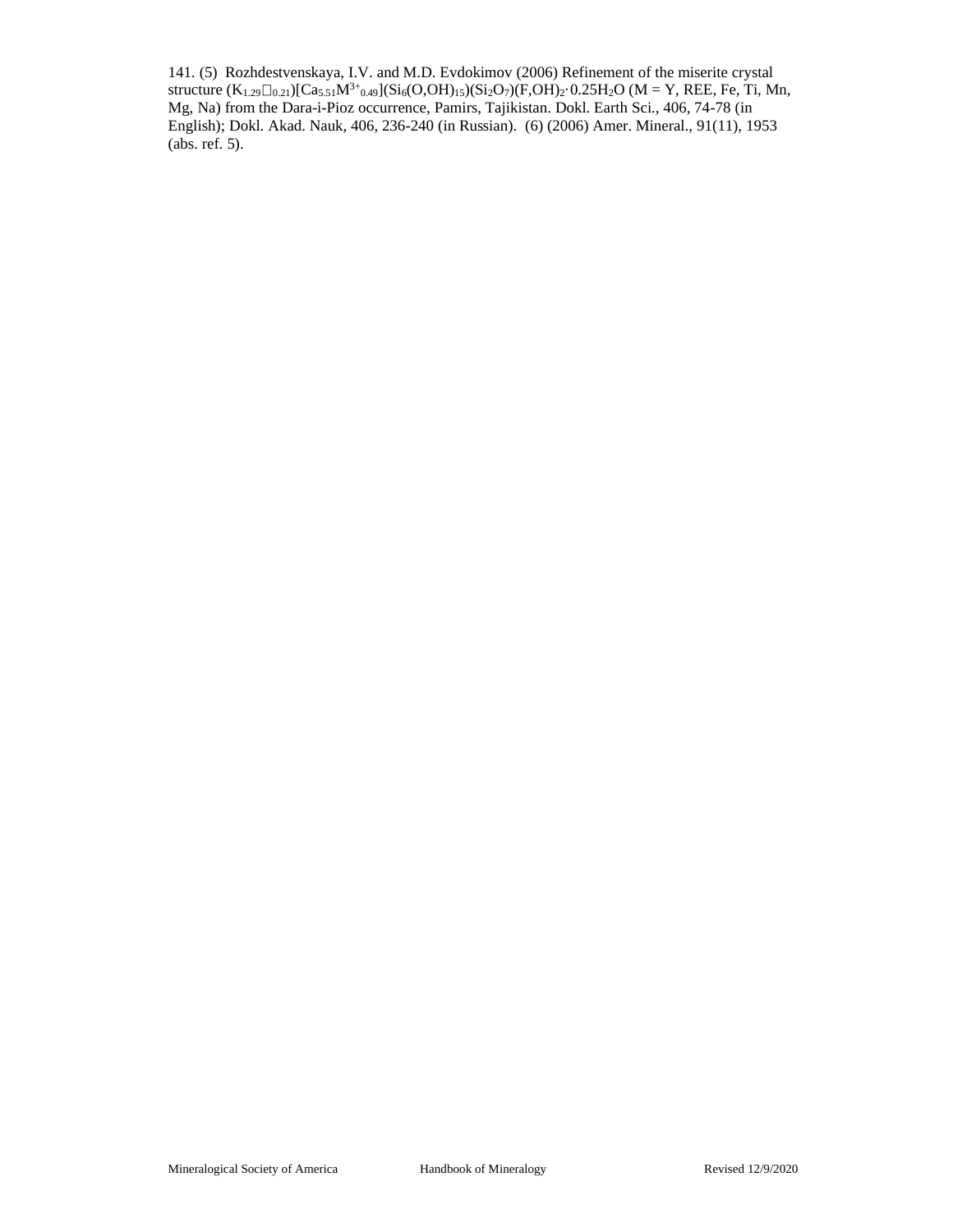141. (5) Rozhdestvenskaya, I.V. and M.D. Evdokimov (2006) Refinement of the miserite crystal structure $(K_{1.29}\square_{0.21})[Ca_{5.51}M^{3+}_{0.49}](Si_6(O,OH)_{15})(Si_2O_7)(F,OH)_2\cdot 0.25H_2O$ (M = Y, REE, Fe, Ti, Mn, Mg, Na) from the Dara-i-Pioz occurrence, Pamirs, Tajikistan. Dokl. Earth Sci., 406, 74-78 (in English); Dokl. Akad. Nauk, 406, 236-240 (in Russian). (6) (2006) Amer. Mineral., 91(11), 1953 (abs. ref. 5).